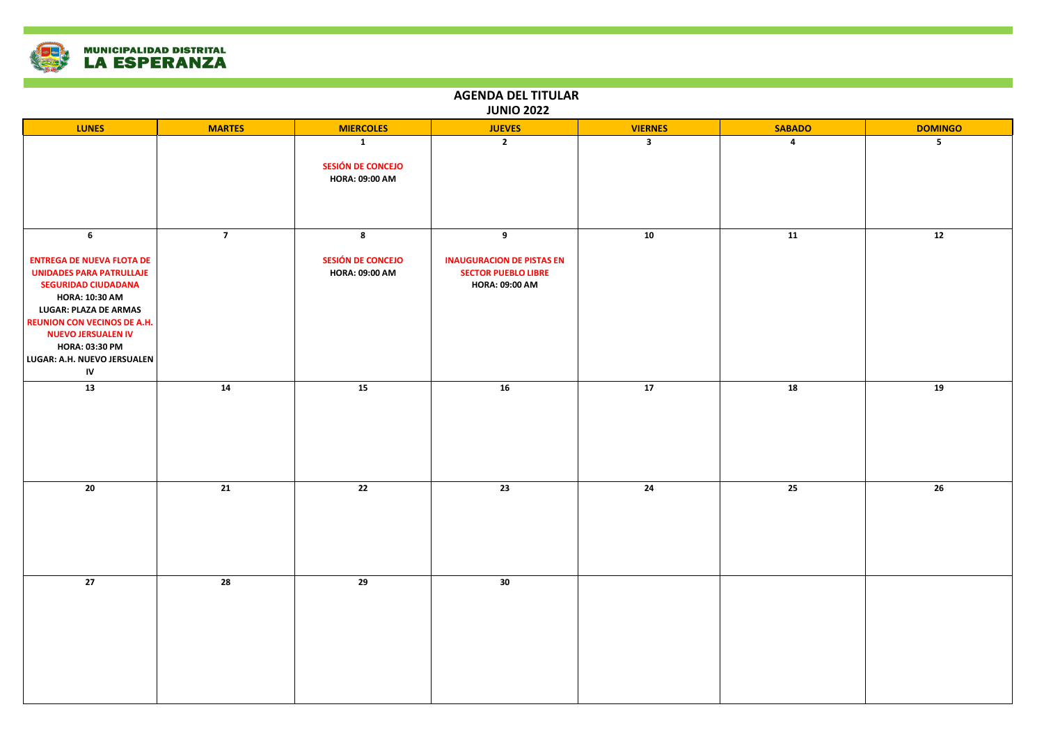**MUNICIPALIDAD DISTRITAL LA ESPERANZA**

# AGENDA DEL TITULAR
## JUNIO 2022

| LUNES | MARTES | MIERCOLES | JUEVES | VIERNES | SABADO | DOMINGO |
|---|---|---|---|---|---|---|
| | | **1**<br>**SESIÓN DE CONCEJO**<br>**HORA: 09:00 AM** | **2** | **3** | **4** | **5** |
| **6**<br>**ENTREGA DE NUEVA FLOTA DE UNIDADES PARA PATRULLAJE SEGURIDAD CIUDADANA**<br>**HORA: 10:30 AM**<br>**LUGAR: PLAZA DE ARMAS**<br>**REUNION CON VECINOS DE A.H. NUEVO JERSUALEN IV**<br>**HORA: 03:30 PM**<br>**LUGAR: A.H. NUEVO JERSUALEN IV** | **7** | **8**<br>**SESIÓN DE CONCEJO**<br>**HORA: 09:00 AM** | **9**<br>**INAUGURACION DE PISTAS EN SECTOR PUEBLO LIBRE**<br>**HORA: 09:00 AM** | **10** | **11** | **12** |
| **13** | **14** | **15** | **16** | **17** | **18** | **19** |
| **20** | **21** | **22** | **23** | **24** | **25** | **26** |
| **27** | **28** | **29** | **30** | | | |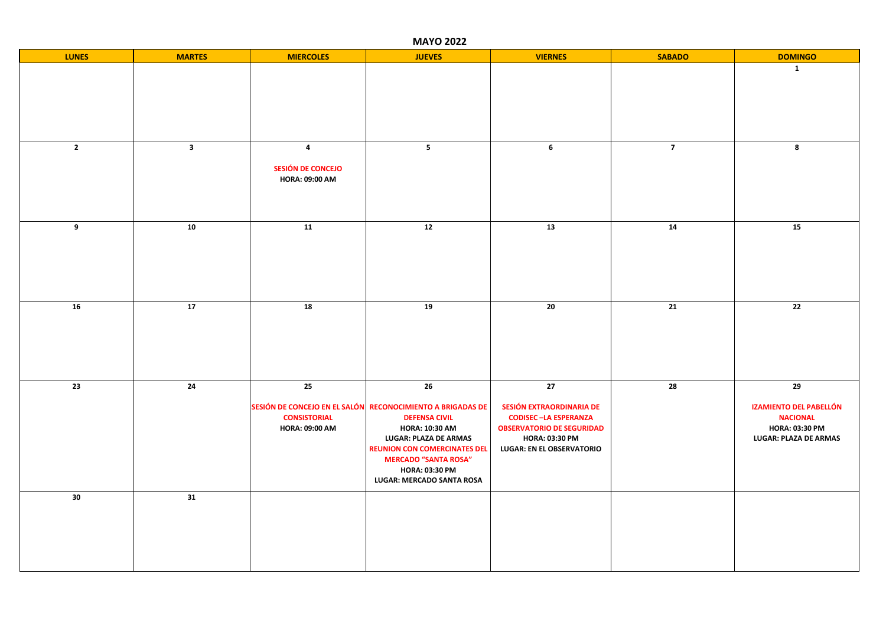# MAYO 2022

| LUNES | MARTES | MIERCOLES | JUEVES | VIERNES | SABADO | DOMINGO |
|---|---|---|---|---|---|---|
| | | | | | | 1 |
| 2 | 3 | 4<br><br>**SESIÓN DE CONCEJO**<br>**HORA: 09:00 AM** | 5 | 6 | 7 | 8 |
| 9 | 10 | 11 | 12 | 13 | 14 | 15 |
| 16 | 17 | 18 | 19 | 20 | 21 | 22 |
| 23 | 24 | 25<br><br>**SESIÓN DE CONCEJO EN EL SALÓN CONSISTORIAL**<br>**HORA: 09:00 AM** | 26<br><br>**RECONOCIMIENTO A BRIGADAS DE DEFENSA CIVIL**<br>**HORA: 10:30 AM**<br>**LUGAR: PLAZA DE ARMAS**<br>**REUNION CON COMERCINATES DEL MERCADO "SANTA ROSA"**<br>**HORA: 03:30 PM**<br>**LUGAR: MERCADO SANTA ROSA** | 27<br><br>**SESIÓN EXTRAORDINARIA DE CODISEC –LA ESPERANZA OBSERVATORIO DE SEGURIDAD**<br>**HORA: 03:30 PM**<br>**LUGAR: EN EL OBSERVATORIO** | 28 | 29<br><br>**IZAMIENTO DEL PABELLÓN NACIONAL**<br>**HORA: 03:30 PM**<br>**LUGAR: PLAZA DE ARMAS** |
| 30 | 31 | | | | | |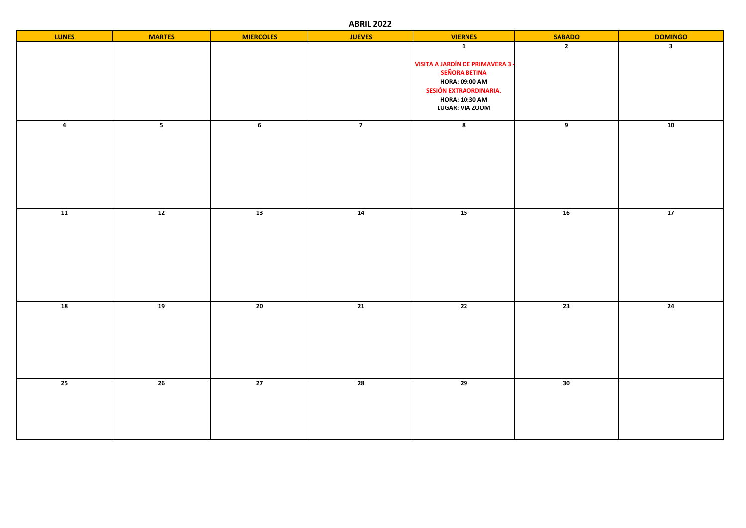## ABRIL 2022

| LUNES | MARTES | MIERCOLES | JUEVES | VIERNES | SABADO | DOMINGO |
|---|---|---|---|---|---|---|
| | | | | **1**<br>**VISITA A JARDÍN DE PRIMAVERA 3 - SEÑORA BETINA**<br>**HORA: 09:00 AM**<br>**SESIÓN EXTRAORDINARIA.**<br>**HORA: 10:30 AM**<br>**LUGAR: VIA ZOOM** | **2** | **3** |
| **4** | **5** | **6** | **7** | **8** | **9** | **10** |
| **11** | **12** | **13** | **14** | **15** | **16** | **17** |
| **18** | **19** | **20** | **21** | **22** | **23** | **24** |
| **25** | **26** | **27** | **28** | **29** | **30** | |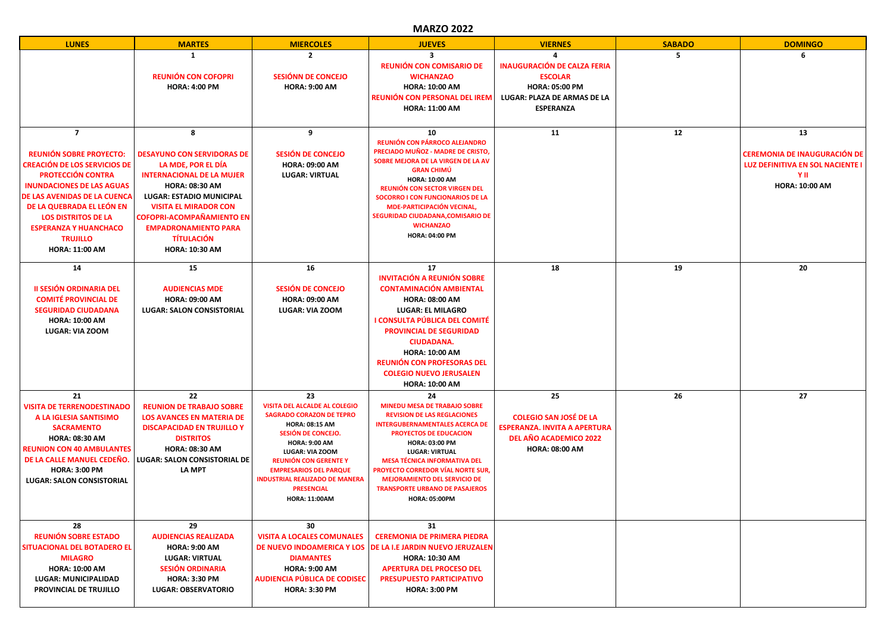## MARZO 2022

| LUNES | MARTES | MIERCOLES | JUEVES | VIERNES | SABADO | DOMINGO |
|---|---|---|---|---|---|---|
| | 1<br>**REUNIÓN CON COFOPRI**<br>**HORA: 4:00 PM** | 2<br>**SESIÓNN DE CONCEJO**<br>**HORA: 9:00 AM** | 3<br>**REUNIÓN CON COMISARIO DE WICHANZAO**<br>**HORA: 10:00 AM**<br>**REUNIÓN CON PERSONAL DEL IREM**<br>**HORA: 11:00 AM** | 4<br>**INAUGURACIÓN DE CALZA FERIA ESCOLAR**<br>**HORA: 05:00 PM**<br>**LUGAR: PLAZA DE ARMAS DE LA ESPERANZA** | 5 | 6 |
| 7<br>**REUNIÓN SOBRE PROYECTO: CREACIÓN DE LOS SERVICIOS DE PROTECCIÓN CONTRA INUNDACIONES DE LAS AGUAS DE LAS AVENIDAS DE LA CUENCA DE LA QUEBRADA EL LEÓN EN LOS DISTRITOS DE LA ESPERANZA Y HUANCHACO TRUJILLO**<br>**HORA: 11:00 AM** | 8<br>**DESAYUNO CON SERVIDORAS DE LA MDE, POR EL DÍA INTERNACIONAL DE LA MUJER**<br>**HORA: 08:30 AM**<br>**LUGAR: ESTADIO MUNICIPAL**<br>**VISITA EL MIRADOR CON COFOPRI-ACOMPAÑAMIENTO EN EMPADRONAMIENTO PARA TÍTULACIÓN**<br>**HORA: 10:30 AM** | 9<br>**SESIÓN DE CONCEJO**<br>**HORA: 09:00 AM**<br>**LUGAR: VIRTUAL** | 10<br>**REUNIÓN CON PÁRROCO ALEJANDRO PRECIADO MUÑOZ - MADRE DE CRISTO, SOBRE MEJORA DE LA VIRGEN DE LA AV GRAN CHIMÚ**<br>**HORA: 10:00 AM**<br>**REUNIÓN CON SECTOR VIRGEN DEL SOCORRO I CON FUNCIONARIOS DE LA MDE-PARTICIPACIÓN VECINAL, SEGURIDAD CIUDADANA,COMISARIO DE WICHANZAO**<br>**HORA: 04:00 PM** | 11 | 12 | 13<br>**CEREMONIA DE INAUGURACIÓN DE LUZ DEFINITIVA EN SOL NACIENTE I Y II**<br>**HORA: 10:00 AM** |
| 14<br>**II SESIÓN ORDINARIA DEL COMITÉ PROVINCIAL DE SEGURIDAD CIUDADANA**<br>**HORA: 10:00 AM**<br>**LUGAR: VIA ZOOM** | 15<br>**AUDIENCIAS MDE**<br>**HORA: 09:00 AM**<br>**LUGAR: SALON CONSISTORIAL** | 16<br>**SESIÓN DE CONCEJO**<br>**HORA: 09:00 AM**<br>**LUGAR: VIA ZOOM** | 17<br>**INVITACIÓN A REUNIÓN SOBRE CONTAMINACIÓN AMBIENTAL**<br>**HORA: 08:00 AM**<br>**LUGAR: EL MILAGRO**<br>**I CONSULTA PÚBLICA DEL COMITÉ PROVINCIAL DE SEGURIDAD CIUDADANA.**<br>**HORA: 10:00 AM**<br>**REUNIÓN CON PROFESORAS DEL COLEGIO NUEVO JERUSALEN**<br>**HORA: 10:00 AM** | 18 | 19 | 20 |
| 21<br>**VISITA DE TERRENODESTINADO A LA IGLESIA SANTISIMO SACRAMENTO**<br>**HORA: 08:30 AM**<br>**REUNION CON 40 AMBULANTES DE LA CALLE MANUEL CEDEÑO.**<br>**HORA: 3:00 PM**<br>**LUGAR: SALON CONSISTORIAL** | 22<br>**REUNION DE TRABAJO SOBRE LOS AVANCES EN MATERIA DE DISCAPACIDAD EN TRUJILLO Y DISTRITOS**<br>**HORA: 08:30 AM**<br>**LUGAR: SALON CONSISTORIAL DE LA MPT** | 23<br>**VISITA DEL ALCALDE AL COLEGIO SAGRADO CORAZON DE TEPRO**<br>**HORA: 08:15 AM**<br>**SESIÓN DE CONCEJO.**<br>**HORA: 9:00 AM**<br>**LUGAR: VIA ZOOM**<br>**REUNIÓN CON GERENTE Y EMPRESARIOS DEL PARQUE INDUSTRIAL REALIZADO DE MANERA PRESENCIAL**<br>**HORA: 11:00AM** | 24<br>**MINEDU MESA DE TRABAJO SOBRE REVISION DE LAS REGLACIONES INTERGUBERNAMENTALES ACERCA DE PROYECTOS DE EDUCACION**<br>**HORA: 03:00 PM**<br>**LUGAR: VIRTUAL**<br>**MESA TÉCNICA INFORMATIVA DEL PROYECTO CORREDOR VÍAL NORTE SUR, MEJORAMIENTO DEL SERVICIO DE TRANSPORTE URBANO DE PASAJEROS**<br>**HORA: 05:00PM** | 25<br>**COLEGIO SAN JOSÉ DE LA ESPERANZA. INVITA A APERTURA DEL AÑO ACADEMICO 2022**<br>**HORA: 08:00 AM** | 26 | 27 |
| 28<br>**REUNIÓN SOBRE ESTADO SITUACIONAL DEL BOTADERO EL MILAGRO**<br>**HORA: 10:00 AM**<br>**LUGAR: MUNICIPALIDAD PROVINCIAL DE TRUJILLO** | 29<br>**AUDIENCIAS REALIZADA**<br>**HORA: 9:00 AM**<br>**LUGAR: VIRTUAL**<br>**SESIÓN ORDINARIA**<br>**HORA: 3:30 PM**<br>**LUGAR: OBSERVATORIO** | 30<br>**VISITA A LOCALES COMUNALES DE NUEVO INDOAMERICA Y LOS DIAMANTES**<br>**HORA: 9:00 AM**<br>**AUDIENCIA PÚBLICA DE CODISEC**<br>**HORA: 3:30 PM** | 31<br>**CEREMONIA DE PRIMERA PIEDRA DE LA I.E JARDIN NUEVO JERUZALEN**<br>**HORA: 10:30 AM**<br>**APERTURA DEL PROCESO DEL PRESUPUESTO PARTICIPATIVO**<br>**HORA: 3:00 PM** | | | |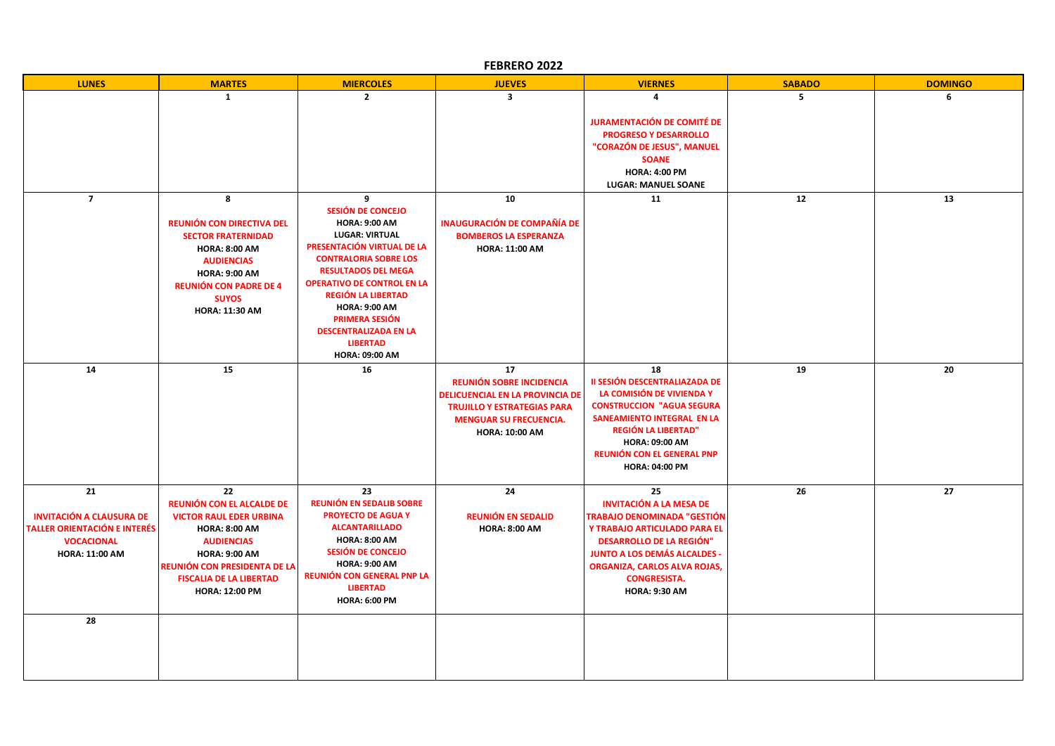# FEBRERO 2022

| LUNES | MARTES | MIERCOLES | JUEVES | VIERNES | SABADO | DOMINGO |
|---|---|---|---|---|---|---|
| | 1 | 2 | 3 | 4<br><br>**JURAMENTACIÓN DE COMITÉ DE PROGRESO Y DESARROLLO "CORAZÓN DE JESUS", MANUEL SOANE**<br>**HORA: 4:00 PM**<br>**LUGAR: MANUEL SOANE** | 5 | 6 |
| 7 | 8<br><br>**REUNIÓN CON DIRECTIVA DEL SECTOR FRATERNIDAD**<br>**HORA: 8:00 AM**<br>**AUDIENCIAS**<br>**HORA: 9:00 AM**<br>**REUNIÓN CON PADRE DE 4 SUYOS**<br>**HORA: 11:30 AM** | 9<br>**SESIÓN DE CONCEJO**<br>**HORA: 9:00 AM**<br>**LUGAR: VIRTUAL**<br>**PRESENTACIÓN VIRTUAL DE LA CONTRALORIA SOBRE LOS RESULTADOS DEL MEGA OPERATIVO DE CONTROL EN LA REGIÓN LA LIBERTAD**<br>**HORA: 9:00 AM**<br>**PRIMERA SESIÓN DESCENTRALIZADA EN LA LIBERTAD**<br>**HORA: 09:00 AM** | 10<br><br>**INAUGURACIÓN DE COMPAÑÍA DE BOMBEROS LA ESPERANZA**<br>**HORA: 11:00 AM** | 11 | 12 | 13 |
| 14 | 15 | 16 | 17<br>**REUNIÓN SOBRE INCIDENCIA DELICUENCIAL EN LA PROVINCIA DE TRUJILLO Y ESTRATEGIAS PARA MENGUAR SU FRECUENCIA.**<br>**HORA: 10:00 AM** | 18<br>**II SESIÓN DESCENTRALIAZADA DE LA COMISIÓN DE VIVIENDA Y CONSTRUCCION "AGUA SEGURA SANEAMIENTO INTEGRAL EN LA REGIÓN LA LIBERTAD"**<br>**HORA: 09:00 AM**<br>**REUNIÓN CON EL GENERAL PNP**<br>**HORA: 04:00 PM** | 19 | 20 |
| 21<br><br>**INVITACIÓN A CLAUSURA DE TALLER ORIENTACIÓN E INTERÉS VOCACIONAL**<br>**HORA: 11:00 AM** | 22<br>**REUNIÓN CON EL ALCALDE DE VICTOR RAUL EDER URBINA**<br>**HORA: 8:00 AM**<br>**AUDIENCIAS**<br>**HORA: 9:00 AM**<br>**REUNIÓN CON PRESIDENTA DE LA FISCALIA DE LA LIBERTAD**<br>**HORA: 12:00 PM** | 23<br>**REUNIÓN EN SEDALIB SOBRE PROYECTO DE AGUA Y ALCANTARILLADO**<br>**HORA: 8:00 AM**<br>**SESIÓN DE CONCEJO**<br>**HORA: 9:00 AM**<br>**REUNIÓN CON GENERAL PNP LA LIBERTAD**<br>**HORA: 6:00 PM** | 24<br><br>**REUNIÓN EN SEDALID**<br>**HORA: 8:00 AM** | 25<br>**INVITACIÓN A LA MESA DE TRABAJO DENOMINADA "GESTIÓN Y TRABAJO ARTICULADO PARA EL DESARROLLO DE LA REGIÓN" JUNTO A LOS DEMÁS ALCALDES - ORGANIZA, CARLOS ALVA ROJAS, CONGRESISTA.**<br>**HORA: 9:30 AM** | 26 | 27 |
| 28 | | | | | | |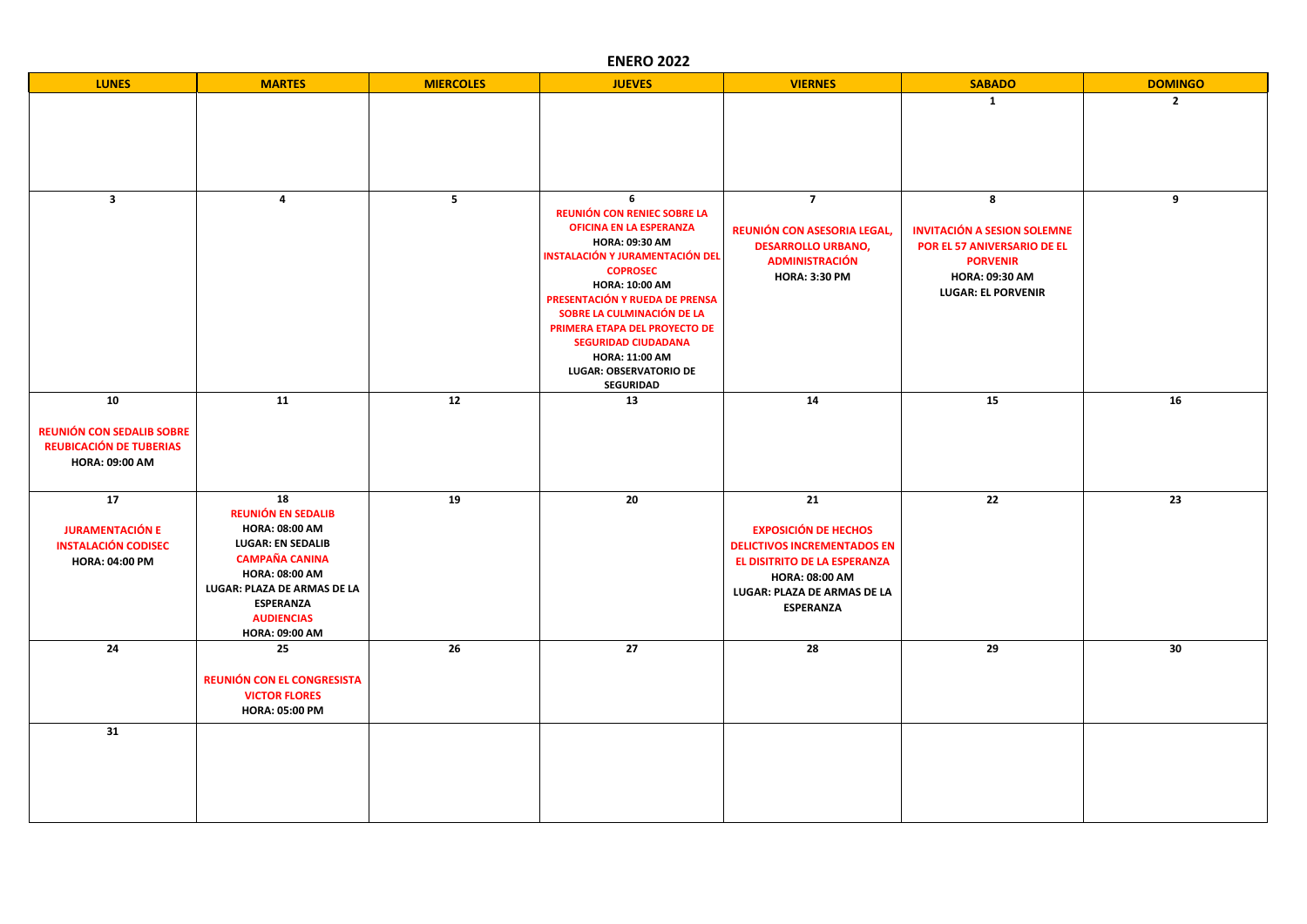# ENERO 2022

| LUNES | MARTES | MIERCOLES | JUEVES | VIERNES | SABADO | DOMINGO |
|---|---|---|---|---|---|---|
| | | | | | 1 | 2 |
| 3 | 4 | 5 | 6<br>REUNIÓN CON RENIEC SOBRE LA OFICINA EN LA ESPERANZA<br>HORA: 09:30 AM<br>INSTALACIÓN Y JURAMENTACIÓN DEL COPROSEC<br>HORA: 10:00 AM<br>PRESENTACIÓN Y RUEDA DE PRENSA SOBRE LA CULMINACIÓN DE LA PRIMERA ETAPA DEL PROYECTO DE SEGURIDAD CIUDADANA<br>HORA: 11:00 AM<br>LUGAR: OBSERVATORIO DE SEGURIDAD | 7<br>REUNIÓN CON ASESORIA LEGAL, DESARROLLO URBANO, ADMINISTRACIÓN<br>HORA: 3:30 PM | 8<br>INVITACIÓN A SESION SOLEMNE POR EL 57 ANIVERSARIO DE EL PORVENIR<br>HORA: 09:30 AM<br>LUGAR: EL PORVENIR | 9 |
| 10<br>REUNIÓN CON SEDALIB SOBRE REUBICACIÓN DE TUBERIAS<br>HORA: 09:00 AM | 11 | 12 | 13 | 14 | 15 | 16 |
| 17<br>JURAMENTACIÓN E INSTALACIÓN CODISEC<br>HORA: 04:00 PM | 18<br>REUNIÓN EN SEDALIB<br>HORA: 08:00 AM<br>LUGAR: EN SEDALIB<br>CAMPAÑA CANINA<br>HORA: 08:00 AM<br>LUGAR: PLAZA DE ARMAS DE LA ESPERANZA<br>AUDIENCIAS<br>HORA: 09:00 AM | 19 | 20 | 21<br>EXPOSICIÓN DE HECHOS DELICTIVOS INCREMENTADOS EN EL DISITRITO DE LA ESPERANZA<br>HORA: 08:00 AM<br>LUGAR: PLAZA DE ARMAS DE LA ESPERANZA | 22 | 23 |
| 24 | 25<br>REUNIÓN CON EL CONGRESISTA VICTOR FLORES<br>HORA: 05:00 PM | 26 | 27 | 28 | 29 | 30 |
| 31 | | | | | | |